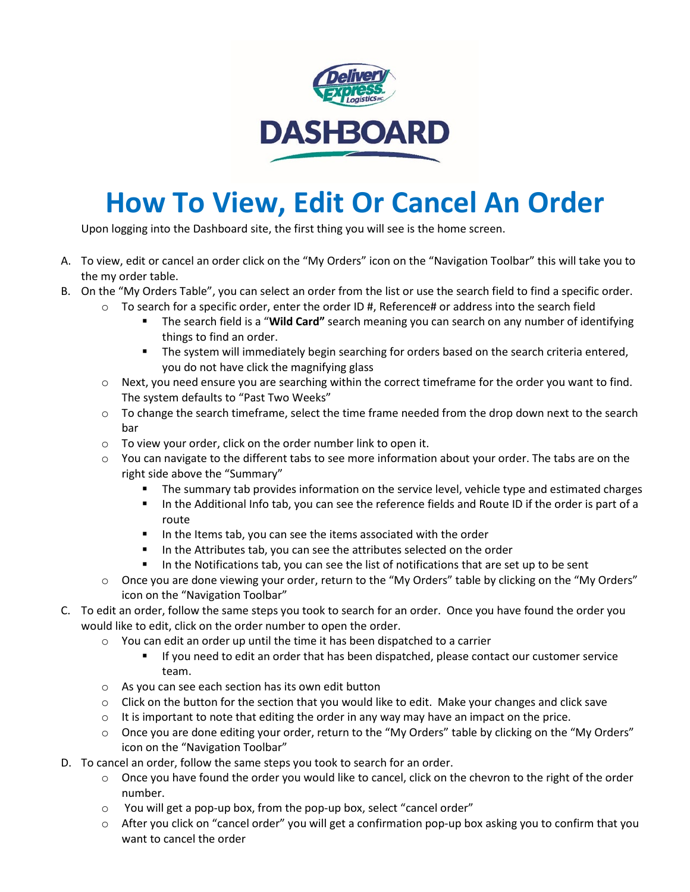# How To View, Edit Or Cancel An Order

Upon logging into the Dashboard site, the first thing you will see is the home screen.

A. To view, edit or cancel an order click on the "My Orders" icon on the "Navigation Toolbar" this will take you to the my order table.
B. On the "My Orders Table", you can select an order from the list or use the search field to find a specific order.
   - To search for a specific order, enter the order ID #, Reference# or address into the search field
     - The search field is a "**Wild Card"** search meaning you can search on any number of identifying things to find an order.
     - The system will immediately begin searching for orders based on the search criteria entered, you do not have click the magnifying glass
   - Next, you need ensure you are searching within the correct timeframe for the order you want to find. The system defaults to "Past Two Weeks"
   - To change the search timeframe, select the time frame needed from the drop down next to the search bar
   - To view your order, click on the order number link to open it.
   - You can navigate to the different tabs to see more information about your order. The tabs are on the right side above the "Summary"
     - The summary tab provides information on the service level, vehicle type and estimated charges
     - In the Additional Info tab, you can see the reference fields and Route ID if the order is part of a route
     - In the Items tab, you can see the items associated with the order
     - In the Attributes tab, you can see the attributes selected on the order
     - In the Notifications tab, you can see the list of notifications that are set up to be sent
   - Once you are done viewing your order, return to the "My Orders" table by clicking on the "My Orders" icon on the "Navigation Toolbar"
C. To edit an order, follow the same steps you took to search for an order. Once you have found the order you would like to edit, click on the order number to open the order.
   - You can edit an order up until the time it has been dispatched to a carrier
     - If you need to edit an order that has been dispatched, please contact our customer service team.
   - As you can see each section has its own edit button
   - Click on the button for the section that you would like to edit. Make your changes and click save
   - It is important to note that editing the order in any way may have an impact on the price.
   - Once you are done editing your order, return to the "My Orders" table by clicking on the "My Orders" icon on the "Navigation Toolbar"
D. To cancel an order, follow the same steps you took to search for an order.
   - Once you have found the order you would like to cancel, click on the chevron to the right of the order number.
   - You will get a pop-up box, from the pop-up box, select "cancel order"
   - After you click on "cancel order" you will get a confirmation pop-up box asking you to confirm that you want to cancel the order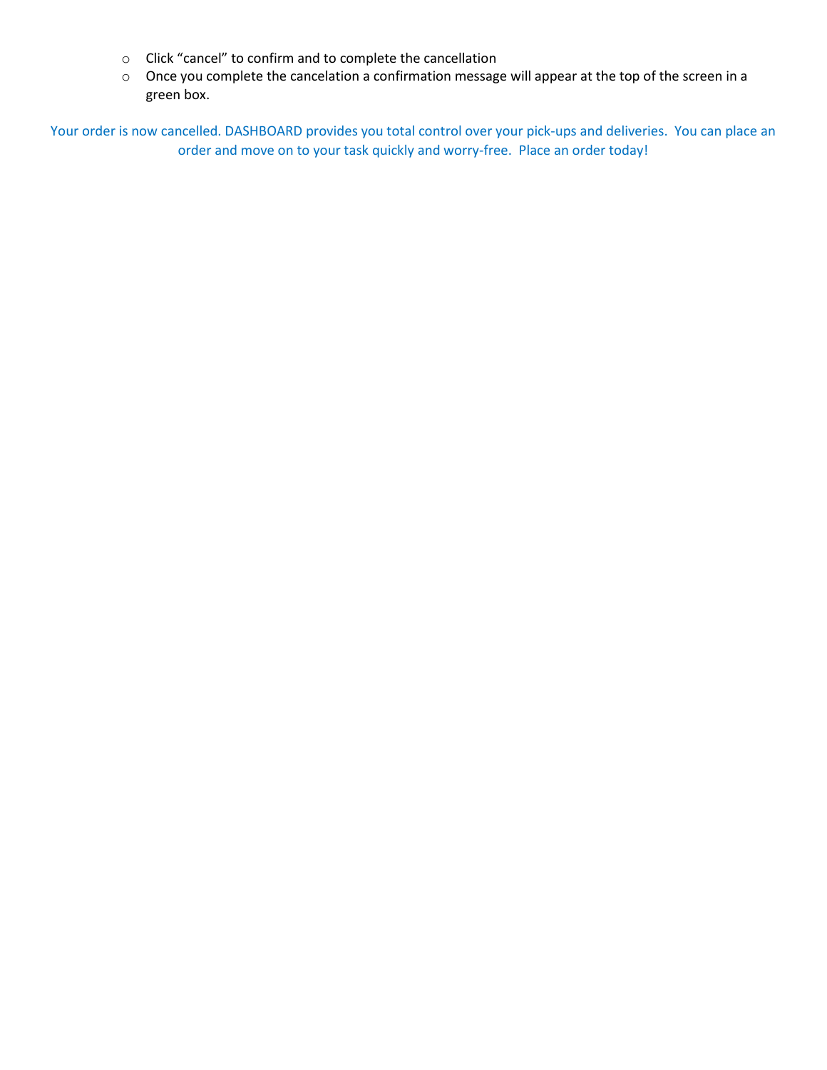- Click “cancel” to confirm and to complete the cancellation
- Once you complete the cancelation a confirmation message will appear at the top of the screen in a green box.

Your order is now cancelled. DASHBOARD provides you total control over your pick-ups and deliveries. You can place an order and move on to your task quickly and worry-free. Place an order today!